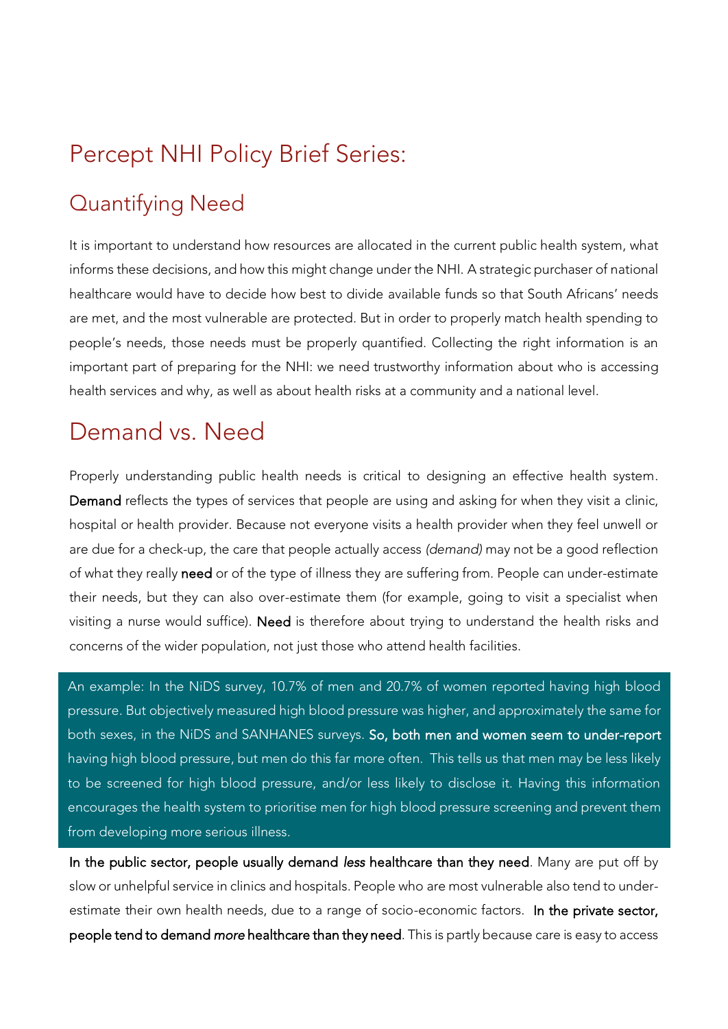# Percept NHI Policy Brief Series:

## Quantifying Need

It is important to understand how resources are allocated in the current public health system, what informs these decisions, and how this might change under the NHI. A strategic purchaser of national healthcare would have to decide how best to divide available funds so that South Africans' needs are met, and the most vulnerable are protected. But in order to properly match health spending to people's needs, those needs must be properly quantified. Collecting the right information is an important part of preparing for the NHI: we need trustworthy information about who is accessing health services and why, as well as about health risks at a community and a national level.

## Demand vs. Need

Properly understanding public health needs is critical to designing an effective health system. **Demand** reflects the types of services that people are using and asking for when they visit a clinic, hospital or health provider. Because not everyone visits a health provider when they feel unwell or are due for a check-up, the care that people actually access *(demand)* may not be a good reflection of what they really **need** or of the type of illness they are suffering from. People can under-estimate their needs, but they can also over-estimate them (for example, going to visit a specialist when visiting a nurse would suffice). **Need** is therefore about trying to understand the health risks and concerns of the wider population, not just those who attend health facilities.

> An example: In the NiDS survey, 10.7% of men and 20.7% of women reported having high blood pressure. But objectively measured high blood pressure was higher, and approximately the same for both sexes, in the NiDS and SANHANES surveys. **So, both men and women seem to under-report** having high blood pressure, but men do this far more often. This tells us that men may be less likely to be screened for high blood pressure, and/or less likely to disclose it. Having this information encourages the health system to prioritise men for high blood pressure screening and prevent them from developing more serious illness.

**In the public sector, people usually demand *less* healthcare than they need**. Many are put off by slow or unhelpful service in clinics and hospitals. People who are most vulnerable also tend to under-estimate their own health needs, due to a range of socio-economic factors. **In the private sector, people tend to demand *more* healthcare than they need**. This is partly because care is easy to access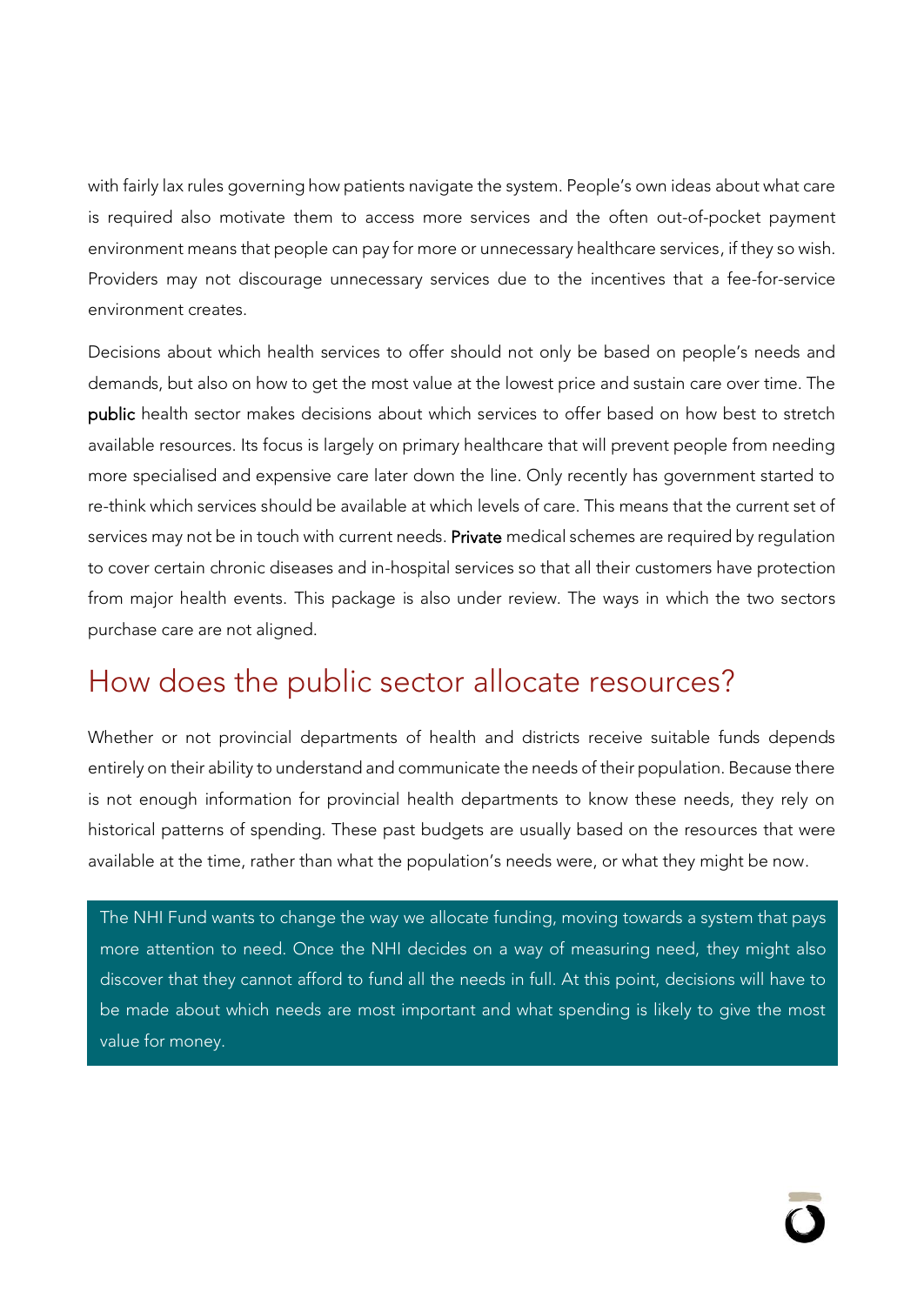with fairly lax rules governing how patients navigate the system. People's own ideas about what care is required also motivate them to access more services and the often out-of-pocket payment environment means that people can pay for more or unnecessary healthcare services, if they so wish. Providers may not discourage unnecessary services due to the incentives that a fee-for-service environment creates.

Decisions about which health services to offer should not only be based on people's needs and demands, but also on how to get the most value at the lowest price and sustain care over time. The public health sector makes decisions about which services to offer based on how best to stretch available resources. Its focus is largely on primary healthcare that will prevent people from needing more specialised and expensive care later down the line. Only recently has government started to re-think which services should be available at which levels of care. This means that the current set of services may not be in touch with current needs. Private medical schemes are required by regulation to cover certain chronic diseases and in-hospital services so that all their customers have protection from major health events. This package is also under review. The ways in which the two sectors purchase care are not aligned.

## How does the public sector allocate resources?

Whether or not provincial departments of health and districts receive suitable funds depends entirely on their ability to understand and communicate the needs of their population. Because there is not enough information for provincial health departments to know these needs, they rely on historical patterns of spending. These past budgets are usually based on the resources that were available at the time, rather than what the population's needs were, or what they might be now.

The NHI Fund wants to change the way we allocate funding, moving towards a system that pays more attention to need. Once the NHI decides on a way of measuring need, they might also discover that they cannot afford to fund all the needs in full. At this point, decisions will have to be made about which needs are most important and what spending is likely to give the most value for money.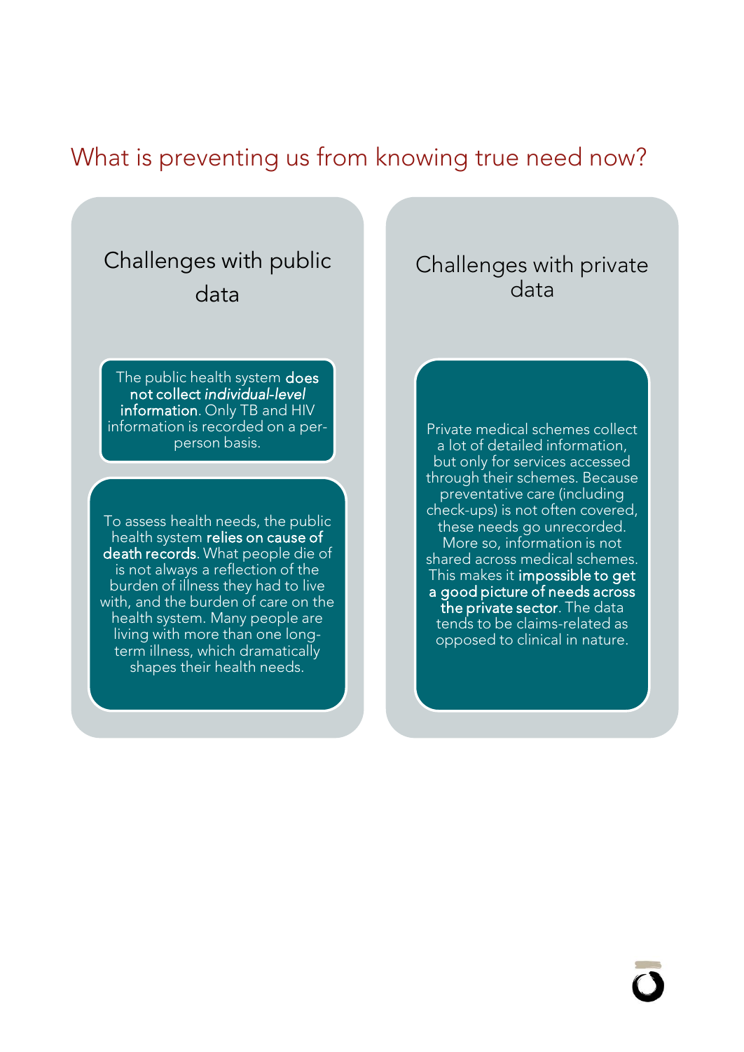# What is preventing us from knowing true need now?

## Challenges with public data

The public health system **does not collect *individual-level* information**. Only TB and HIV information is recorded on a per-person basis.

To assess health needs, the public health system **relies on cause of death records**. What people die of is not always a reflection of the burden of illness they had to live with, and the burden of care on the health system. Many people are living with more than one long-term illness, which dramatically shapes their health needs.

## Challenges with private data

Private medical schemes collect a lot of detailed information, but only for services accessed through their schemes. Because preventative care (including check-ups) is not often covered, these needs go unrecorded. More so, information is not shared across medical schemes. This makes it **impossible to get a good picture of needs across the private sector**. The data tends to be claims-related as opposed to clinical in nature.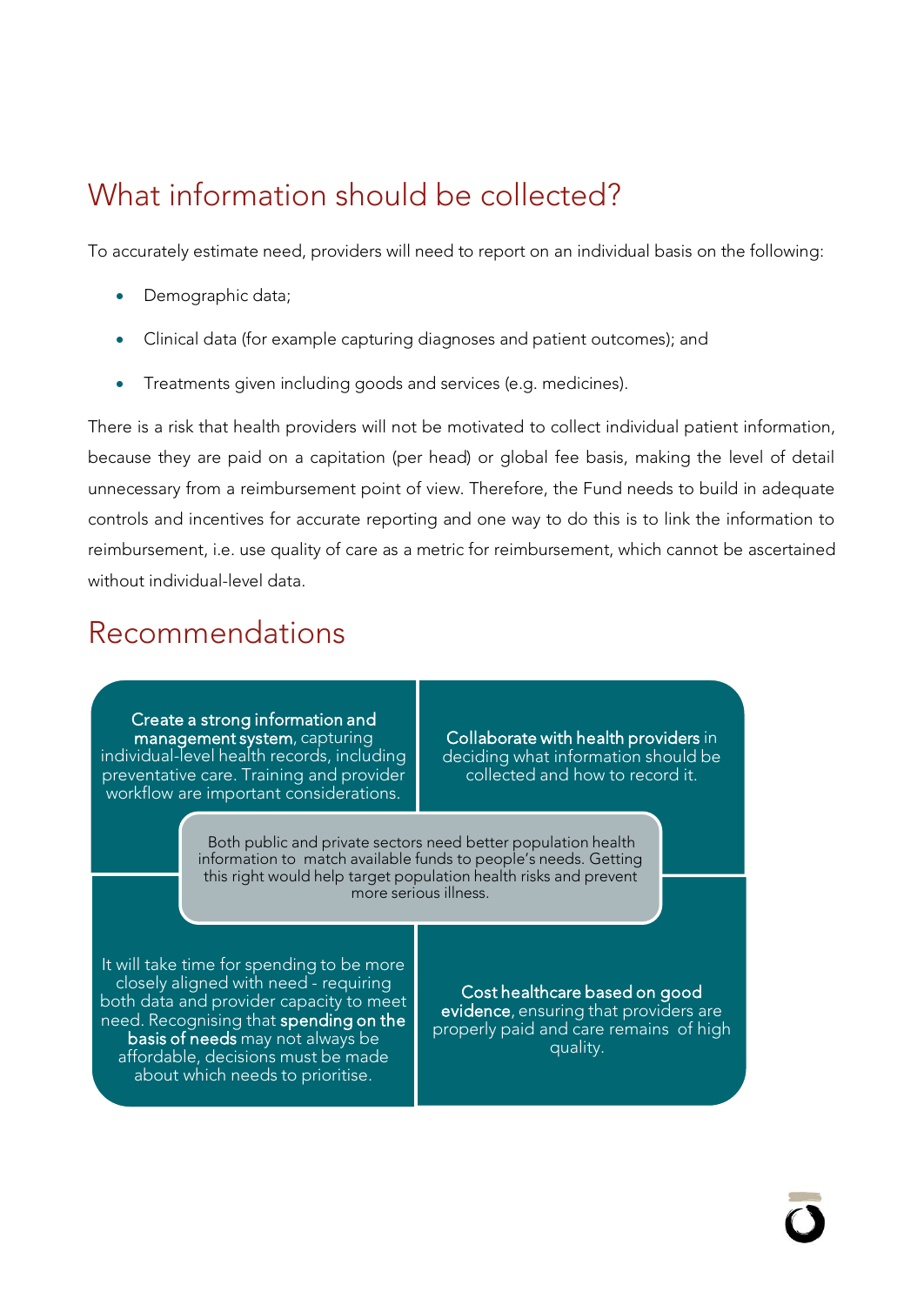## What information should be collected?

To accurately estimate need, providers will need to report on an individual basis on the following:

- Demographic data;
- Clinical data (for example capturing diagnoses and patient outcomes); and
- Treatments given including goods and services (e.g. medicines).

There is a risk that health providers will not be motivated to collect individual patient information, because they are paid on a capitation (per head) or global fee basis, making the level of detail unnecessary from a reimbursement point of view. Therefore, the Fund needs to build in adequate controls and incentives for accurate reporting and one way to do this is to link the information to reimbursement, i.e. use quality of care as a metric for reimbursement, which cannot be ascertained without individual-level data.

## Recommendations

**Create a strong information and management system**, capturing individual-level health records, including preventative care. Training and provider workflow are important considerations.

**Collaborate with health providers** in deciding what information should be collected and how to record it.

Both public and private sectors need better population health information to match available funds to people's needs. Getting this right would help target population health risks and prevent more serious illness.

It will take time for spending to be more closely aligned with need - requiring both data and provider capacity to meet need. Recognising that **spending on the basis of needs** may not always be affordable, decisions must be made about which needs to prioritise.

**Cost healthcare based on good evidence**, ensuring that providers are properly paid and care remains of high quality.